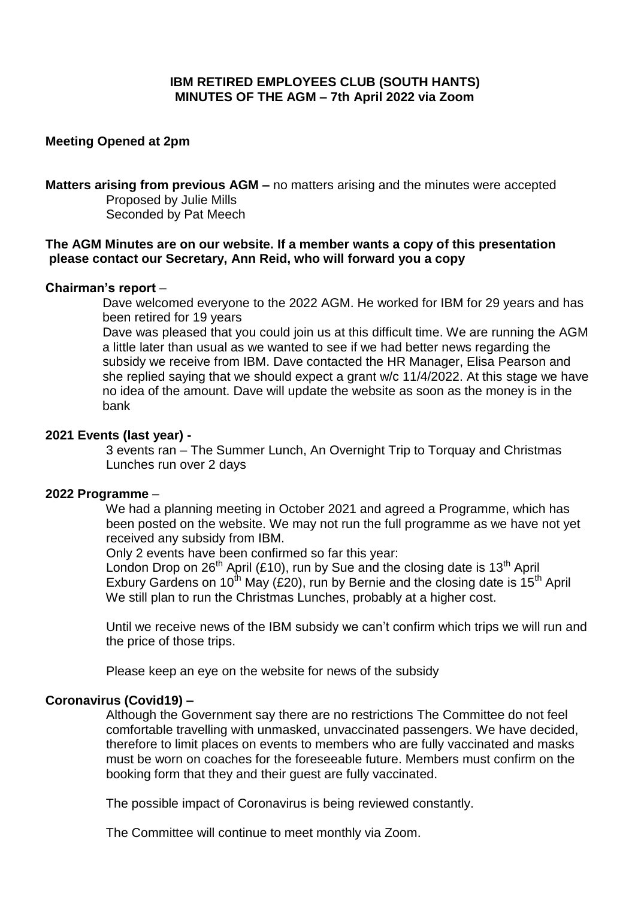**IBM RETIRED EMPLOYEES CLUB (SOUTH HANTS)**
**MINUTES OF THE AGM – 7th April 2022 via Zoom**

**Meeting Opened at 2pm**

**Matters arising from previous AGM –** no matters arising and the minutes were accepted
Proposed by Julie Mills
Seconded by Pat Meech

**The AGM Minutes are on our website. If a member wants a copy of this presentation please contact our Secretary, Ann Reid, who will forward you a copy**

**Chairman's report** –

Dave welcomed everyone to the 2022 AGM. He worked for IBM for 29 years and has been retired for 19 years

Dave was pleased that you could join us at this difficult time. We are running the AGM a little later than usual as we wanted to see if we had better news regarding the subsidy we receive from IBM. Dave contacted the HR Manager, Elisa Pearson and she replied saying that we should expect a grant w/c 11/4/2022. At this stage we have no idea of the amount. Dave will update the website as soon as the money is in the bank

**2021 Events (last year) -**

3 events ran – The Summer Lunch, An Overnight Trip to Torquay and Christmas Lunches run over 2 days

**2022 Programme** –

We had a planning meeting in October 2021 and agreed a Programme, which has been posted on the website. We may not run the full programme as we have not yet received any subsidy from IBM.

Only 2 events have been confirmed so far this year:
London Drop on 26th April (£10), run by Sue and the closing date is 13th April
Exbury Gardens on 10th May (£20), run by Bernie and the closing date is 15th April
We still plan to run the Christmas Lunches, probably at a higher cost.

Until we receive news of the IBM subsidy we can't confirm which trips we will run and the price of those trips.

Please keep an eye on the website for news of the subsidy

**Coronavirus (Covid19) –**

Although the Government say there are no restrictions The Committee do not feel comfortable travelling with unmasked, unvaccinated passengers. We have decided, therefore to limit places on events to members who are fully vaccinated and masks must be worn on coaches for the foreseeable future. Members must confirm on the booking form that they and their guest are fully vaccinated.

The possible impact of Coronavirus is being reviewed constantly.

The Committee will continue to meet monthly via Zoom.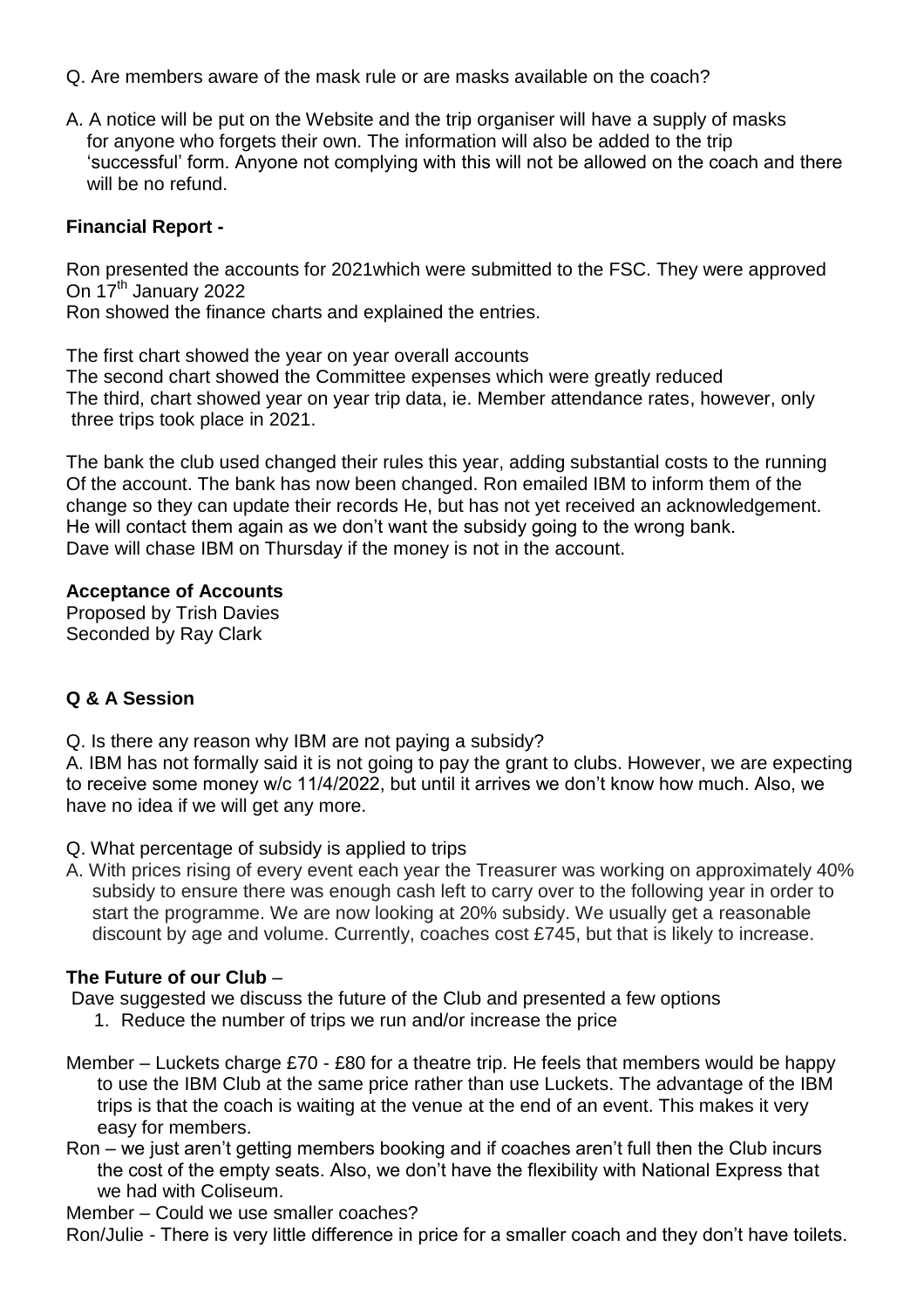Q. Are members aware of the mask rule or are masks available on the coach?

A. A notice will be put on the Website and the trip organiser will have a supply of masks for anyone who forgets their own. The information will also be added to the trip 'successful' form. Anyone not complying with this will not be allowed on the coach and there will be no refund.

**Financial Report -**

Ron presented the accounts for 2021which were submitted to the FSC. They were approved On 17th January 2022
Ron showed the finance charts and explained the entries.

The first chart showed the year on year overall accounts
The second chart showed the Committee expenses which were greatly reduced
The third, chart showed year on year trip data, ie. Member attendance rates, however, only three trips took place in 2021.

The bank the club used changed their rules this year, adding substantial costs to the running Of the account. The bank has now been changed. Ron emailed IBM to inform them of the change so they can update their records He, but has not yet received an acknowledgement. He will contact them again as we don't want the subsidy going to the wrong bank. Dave will chase IBM on Thursday if the money is not in the account.

**Acceptance of Accounts**
Proposed by Trish Davies
Seconded by Ray Clark

**Q & A Session**

Q. Is there any reason why IBM are not paying a subsidy?
A. IBM has not formally said it is not going to pay the grant to clubs. However, we are expecting to receive some money w/c 11/4/2022, but until it arrives we don't know how much. Also, we have no idea if we will get any more.

Q. What percentage of subsidy is applied to trips
A. With prices rising of every event each year the Treasurer was working on approximately 40% subsidy to ensure there was enough cash left to carry over to the following year in order to start the programme. We are now looking at 20% subsidy. We usually get a reasonable discount by age and volume. Currently, coaches cost £745, but that is likely to increase.

**The Future of our Club** –

Dave suggested we discuss the future of the Club and presented a few options

1. Reduce the number of trips we run and/or increase the price

Member – Luckets charge £70 - £80 for a theatre trip. He feels that members would be happy to use the IBM Club at the same price rather than use Luckets. The advantage of the IBM trips is that the coach is waiting at the venue at the end of an event. This makes it very easy for members.

Ron – we just aren't getting members booking and if coaches aren't full then the Club incurs the cost of the empty seats. Also, we don't have the flexibility with National Express that we had with Coliseum.

Member – Could we use smaller coaches?

Ron/Julie - There is very little difference in price for a smaller coach and they don't have toilets.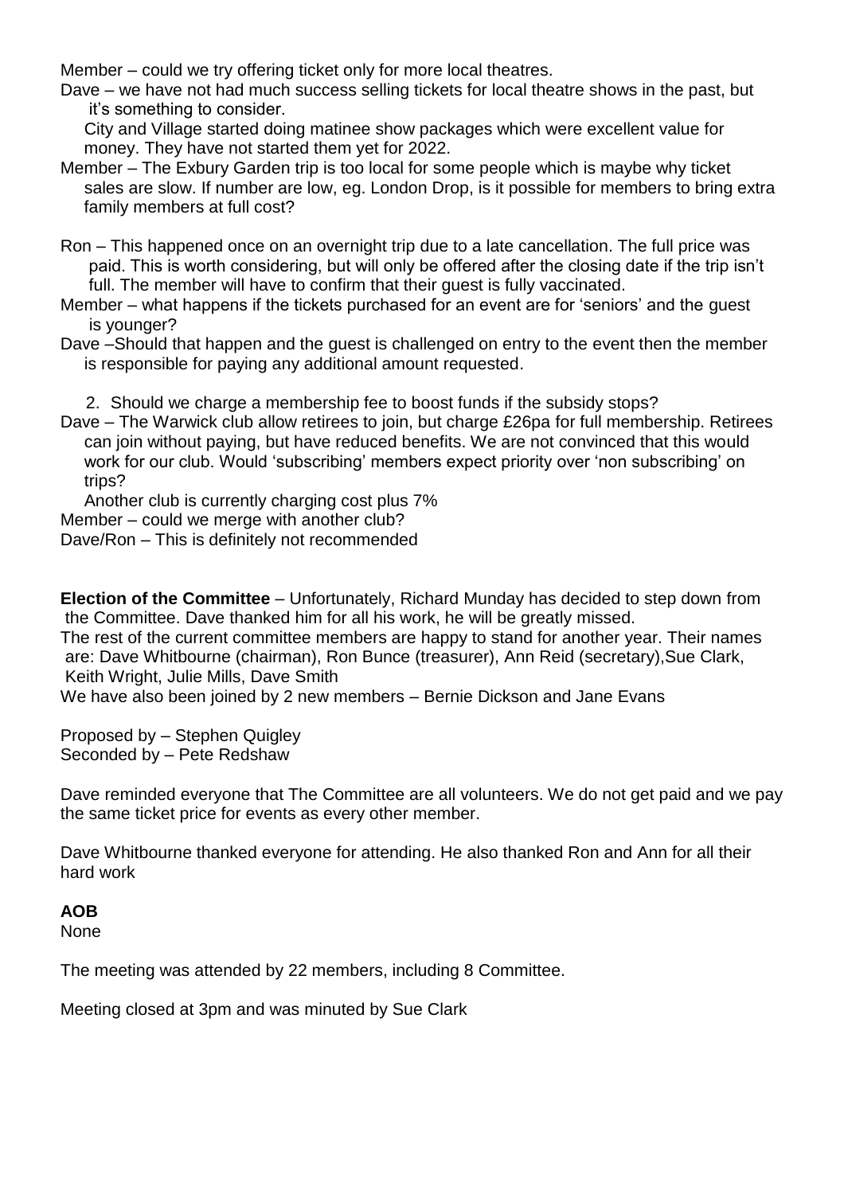Member – could we try offering ticket only for more local theatres.

Dave – we have not had much success selling tickets for local theatre shows in the past, but it's something to consider.

City and Village started doing matinee show packages which were excellent value for money. They have not started them yet for 2022.

Member – The Exbury Garden trip is too local for some people which is maybe why ticket sales are slow. If number are low, eg. London Drop, is it possible for members to bring extra family members at full cost?

Ron – This happened once on an overnight trip due to a late cancellation. The full price was paid. This is worth considering, but will only be offered after the closing date if the trip isn't full. The member will have to confirm that their guest is fully vaccinated.

Member – what happens if the tickets purchased for an event are for 'seniors' and the guest is younger?

Dave –Should that happen and the guest is challenged on entry to the event then the member is responsible for paying any additional amount requested.

2. Should we charge a membership fee to boost funds if the subsidy stops?

Dave – The Warwick club allow retirees to join, but charge £26pa for full membership. Retirees can join without paying, but have reduced benefits. We are not convinced that this would work for our club. Would 'subscribing' members expect priority over 'non subscribing' on trips?

Another club is currently charging cost plus 7%

Member – could we merge with another club?

Dave/Ron – This is definitely not recommended

**Election of the Committee** – Unfortunately, Richard Munday has decided to step down from the Committee. Dave thanked him for all his work, he will be greatly missed.

The rest of the current committee members are happy to stand for another year. Their names are: Dave Whitbourne (chairman), Ron Bunce (treasurer), Ann Reid (secretary),Sue Clark, Keith Wright, Julie Mills, Dave Smith

We have also been joined by 2 new members – Bernie Dickson and Jane Evans

Proposed by – Stephen Quigley
Seconded by – Pete Redshaw

Dave reminded everyone that The Committee are all volunteers. We do not get paid and we pay the same ticket price for events as every other member.

Dave Whitbourne thanked everyone for attending. He also thanked Ron and Ann for all their hard work

**AOB**

None

The meeting was attended by 22 members, including 8 Committee.

Meeting closed at 3pm and was minuted by Sue Clark